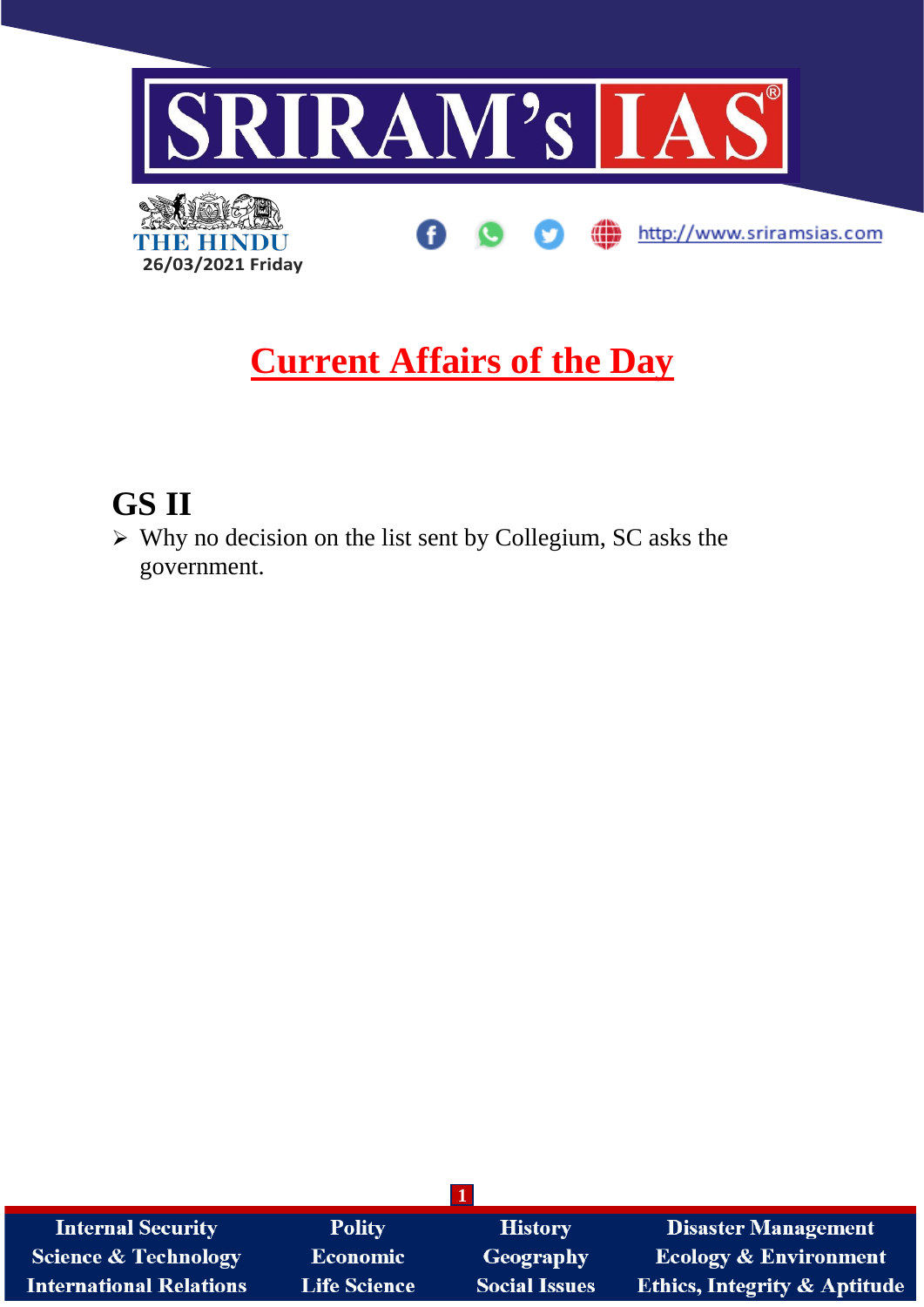THE HINDU

26/03/2021 Friday

http://www.sriramsias.com

# Current Affairs of the Day

## GS II

- Why no decision on the list sent by Collegium, SC asks the government.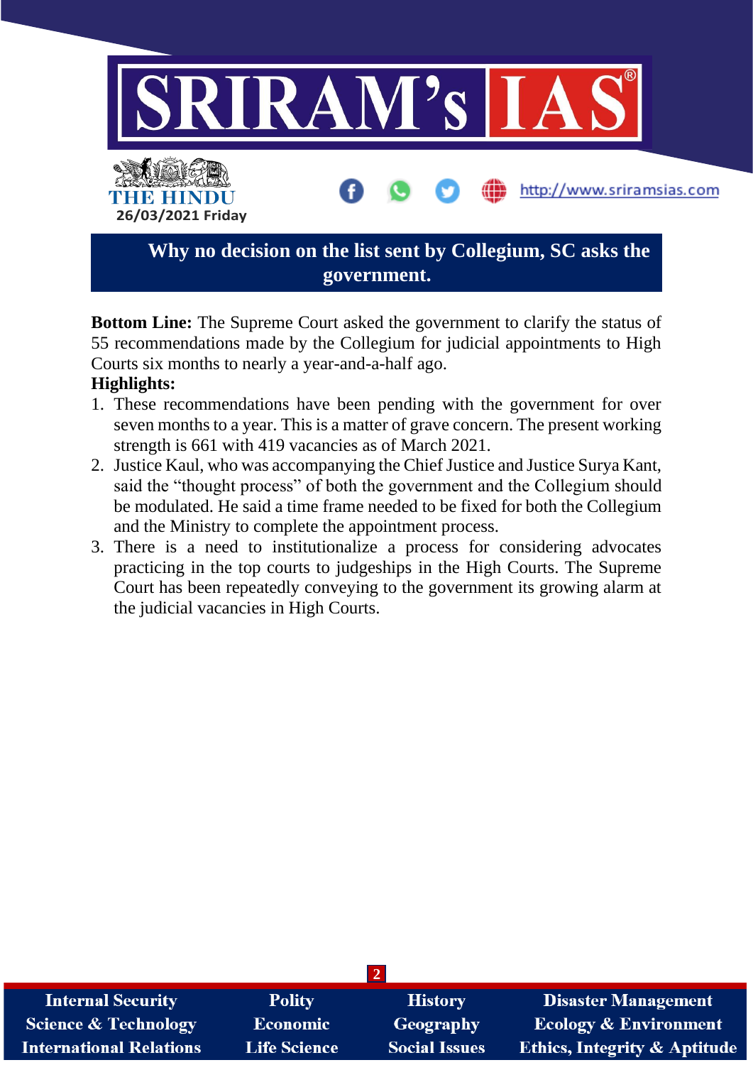26/03/2021 Friday

## Why no decision on the list sent by Collegium, SC asks the government.

**Bottom Line:** The Supreme Court asked the government to clarify the status of 55 recommendations made by the Collegium for judicial appointments to High Courts six months to nearly a year-and-a-half ago.

**Highlights:**

1. These recommendations have been pending with the government for over seven months to a year. This is a matter of grave concern. The present working strength is 661 with 419 vacancies as of March 2021.
2. Justice Kaul, who was accompanying the Chief Justice and Justice Surya Kant, said the "thought process" of both the government and the Collegium should be modulated. He said a time frame needed to be fixed for both the Collegium and the Ministry to complete the appointment process.
3. There is a need to institutionalize a process for considering advocates practicing in the top courts to judgeships in the High Courts. The Supreme Court has been repeatedly conveying to the government its growing alarm at the judicial vacancies in High Courts.